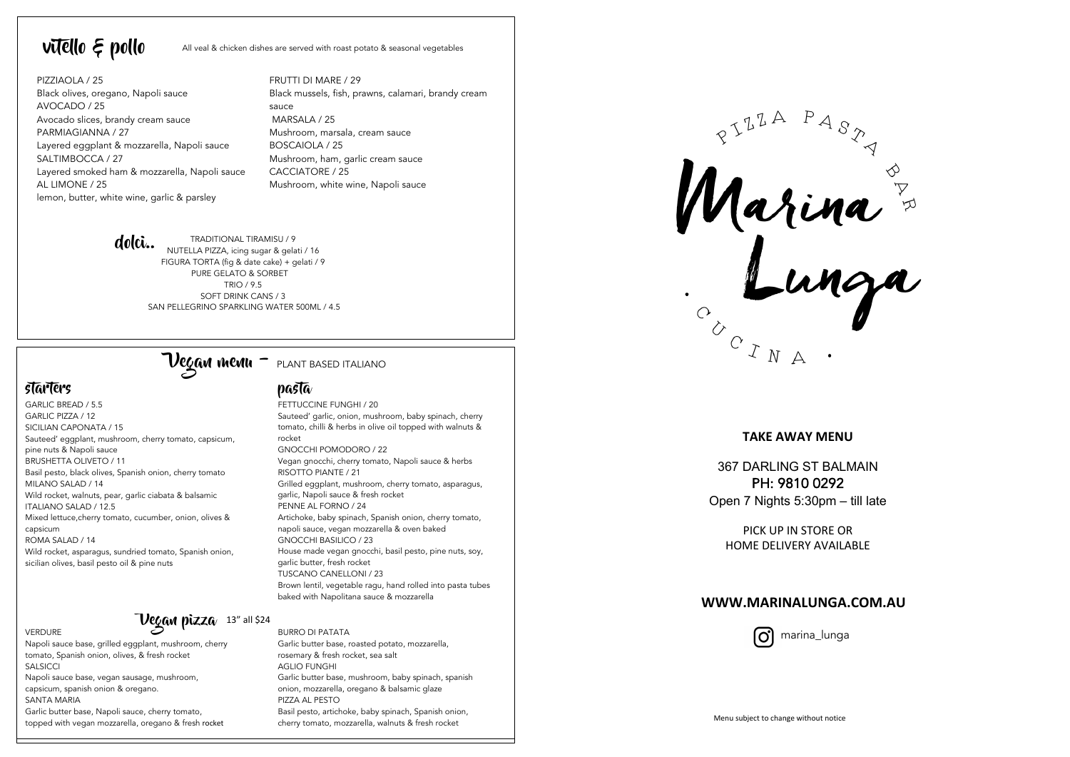## vitello & pollo

All veal & chicken dishes are served with roast potato & seasonal vegetables

PIZZIAOLA / 25
Black olives, oregano, Napoli sauce

AVOCADO / 25
Avocado slices, brandy cream sauce

PARMIAGIANNA / 27
Layered eggplant & mozzarella, Napoli sauce

SALTIMBOCCA / 27
Layered smoked ham & mozzarella, Napoli sauce

AL LIMONE / 25
lemon, butter, white wine, garlic & parsley

FRUTTI DI MARE / 29
Black mussels, fish, prawns, calamari, brandy cream sauce

MARSALA / 25
Mushroom, marsala, cream sauce

BOSCAIOLA / 25
Mushroom, ham, garlic cream sauce

CACCIATORE / 25
Mushroom, white wine, Napoli sauce

## dolci..

TRADITIONAL TIRAMISU / 9
NUTELLA PIZZA, icing sugar & gelati / 16
FIGURA TORTA (fig & date cake) + gelati / 9
PURE GELATO & SORBET
TRIO / 9.5
SOFT DRINK CANS / 3
SAN PELLEGRINO SPARKLING WATER 500ML / 4.5

## Vegan menu – PLANT BASED ITALIANO

### starters

GARLIC BREAD / 5.5

GARLIC PIZZA / 12

SICILIAN CAPONATA / 15
Sauteed' eggplant, mushroom, cherry tomato, capsicum, pine nuts & Napoli sauce

BRUSHETTA OLIVETO / 11
Basil pesto, black olives, Spanish onion, cherry tomato

MILANO SALAD / 14
Wild rocket, walnuts, pear, garlic ciabata & balsamic

ITALIANO SALAD / 12.5
Mixed lettuce,cherry tomato, cucumber, onion, olives & capsicum

ROMA SALAD / 14
Wild rocket, asparagus, sundried tomato, Spanish onion, sicilian olives, basil pesto oil & pine nuts

### pasta

FETTUCCINE FUNGHI / 20
Sauteed' garlic, onion, mushroom, baby spinach, cherry tomato, chilli & herbs in olive oil topped with walnuts & rocket

GNOCCHI POMODORO / 22
Vegan gnocchi, cherry tomato, Napoli sauce & herbs

RISOTTO PIANTE / 21
Grilled eggplant, mushroom, cherry tomato, asparagus, garlic, Napoli sauce & fresh rocket

PENNE AL FORNO / 24
Artichoke, baby spinach, Spanish onion, cherry tomato, napoli sauce, vegan mozzarella & oven baked

GNOCCHI BASILICO / 23
House made vegan gnocchi, basil pesto, pine nuts, soy, garlic butter, fresh rocket

TUSCANO CANELLONI / 23
Brown lentil, vegetable ragu, hand rolled into pasta tubes baked with Napolitana sauce & mozzarella

## Vegan pizza 13" all $24

VERDURE
Napoli sauce base, grilled eggplant, mushroom, cherry tomato, Spanish onion, olives, & fresh rocket

SALSICCI
Napoli sauce base, vegan sausage, mushroom, capsicum, spanish onion & oregano.

SANTA MARIA
Garlic butter base, Napoli sauce, cherry tomato, topped with vegan mozzarella, oregano & fresh rocket

BURRO DI PATATA
Garlic butter base, roasted potato, mozzarella, rosemary & fresh rocket, sea salt

AGLIO FUNGHI
Garlic butter base, mushroom, baby spinach, spanish onion, mozzarella, oregano & balsamic glaze

PIZZA AL PESTO
Basil pesto, artichoke, baby spinach, Spanish onion, cherry tomato, mozzarella, walnuts & fresh rocket

# PIZZA PASTA BAR
# Marina Lunga
## CUCINA

**TAKE AWAY MENU**

367 DARLING ST BALMAIN
PH: 9810 0292
Open 7 Nights 5:30pm – till late

PICK UP IN STORE OR
HOME DELIVERY AVAILABLE

**WWW.MARINALUNGA.COM.AU**

marina_lunga

Menu subject to change without notice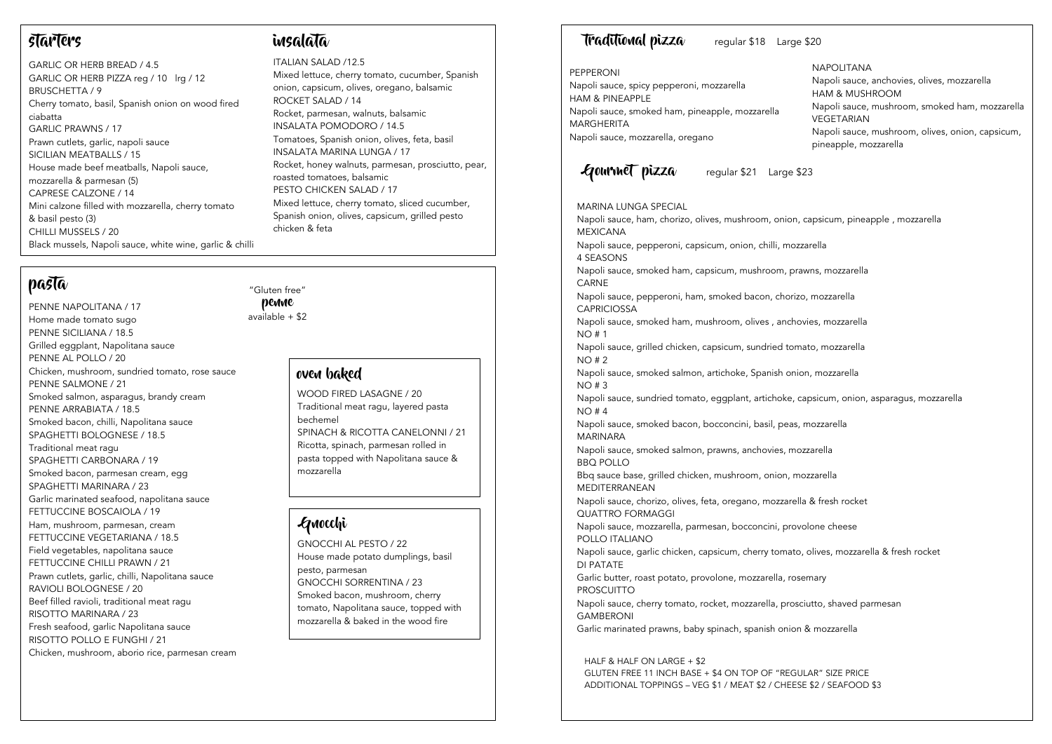## starters

GARLIC OR HERB BREAD / 4.5
GARLIC OR HERB PIZZA reg / 10 lrg / 12
BRUSCHETTA / 9
Cherry tomato, basil, Spanish onion on wood fired ciabatta
GARLIC PRAWNS / 17
Prawn cutlets, garlic, napoli sauce
SICILIAN MEATBALLS / 15
House made beef meatballs, Napoli sauce, mozzarella & parmesan (5)
CAPRESE CALZONE / 14
Mini calzone filled with mozzarella, cherry tomato & basil pesto (3)
CHILLI MUSSELS / 20
Black mussels, Napoli sauce, white wine, garlic & chilli

## insalata

ITALIAN SALAD /12.5
Mixed lettuce, cherry tomato, cucumber, Spanish onion, capsicum, olives, oregano, balsamic
ROCKET SALAD / 14
Rocket, parmesan, walnuts, balsamic
INSALATA POMODORO / 14.5
Tomatoes, Spanish onion, olives, feta, basil
INSALATA MARINA LUNGA / 17
Rocket, honey walnuts, parmesan, prosciutto, pear, roasted tomatoes, balsamic
PESTO CHICKEN SALAD / 17
Mixed lettuce, cherry tomato, sliced cucumber, Spanish onion, olives, capsicum, grilled pesto chicken & feta

## pasta

"Gluten free" **penne** available + $2

PENNE NAPOLITANA / 17
Home made tomato sugo
PENNE SICILIANA / 18.5
Grilled eggplant, Napolitana sauce
PENNE AL POLLO / 20
Chicken, mushroom, sundried tomato, rose sauce
PENNE SALMONE / 21
Smoked salmon, asparagus, brandy cream
PENNE ARRABIATA / 18.5
Smoked bacon, chilli, Napolitana sauce
SPAGHETTI BOLOGNESE / 18.5
Traditional meat ragu
SPAGHETTI CARBONARA / 19
Smoked bacon, parmesan cream, egg
SPAGHETTI MARINARA / 23
Garlic marinated seafood, napolitana sauce
FETTUCCINE BOSCAIOLA / 19
Ham, mushroom, parmesan, cream
FETTUCCINE VEGETARIANA / 18.5
Field vegetables, napolitana sauce
FETTUCCINE CHILLI PRAWN / 21
Prawn cutlets, garlic, chilli, Napolitana sauce
RAVIOLI BOLOGNESE / 20
Beef filled ravioli, traditional meat ragu
RISOTTO MARINARA / 23
Fresh seafood, garlic Napolitana sauce
RISOTTO POLLO E FUNGHI / 21
Chicken, mushroom, aborio rice, parmesan cream

## oven baked

WOOD FIRED LASAGNE / 20
Traditional meat ragu, layered pasta bechemel
SPINACH & RICOTTA CANELONNI / 21
Ricotta, spinach, parmesan rolled in pasta topped with Napolitana sauce & mozzarella

## Gnocchi

GNOCCHI AL PESTO / 22
House made potato dumplings, basil pesto, parmesan
GNOCCHI SORRENTINA / 23
Smoked bacon, mushroom, cherry tomato, Napolitana sauce, topped with mozzarella & baked in the wood fire

## Traditional pizza

regular $18 Large $20

PEPPERONI
Napoli sauce, spicy pepperoni, mozzarella
HAM & PINEAPPLE
Napoli sauce, smoked ham, pineapple, mozzarella
MARGHERITA
Napoli sauce, mozzarella, oregano
NAPOLITANA
Napoli sauce, anchovies, olives, mozzarella
HAM & MUSHROOM
Napoli sauce, mushroom, smoked ham, mozzarella
VEGETARIAN
Napoli sauce, mushroom, olives, onion, capsicum, pineapple, mozzarella

## Gourmet pizza

regular $21 Large $23

MARINA LUNGA SPECIAL
Napoli sauce, ham, chorizo, olives, mushroom, onion, capsicum, pineapple , mozzarella
MEXICANA
Napoli sauce, pepperoni, capsicum, onion, chilli, mozzarella
4 SEASONS
Napoli sauce, smoked ham, capsicum, mushroom, prawns, mozzarella
CARNE
Napoli sauce, pepperoni, ham, smoked bacon, chorizo, mozzarella
CAPRICIOSSA
Napoli sauce, smoked ham, mushroom, olives , anchovies, mozzarella
NO # 1
Napoli sauce, grilled chicken, capsicum, sundried tomato, mozzarella
NO # 2
Napoli sauce, smoked salmon, artichoke, Spanish onion, mozzarella
NO # 3
Napoli sauce, sundried tomato, eggplant, artichoke, capsicum, onion, asparagus, mozzarella
NO # 4
Napoli sauce, smoked bacon, bocconcini, basil, peas, mozzarella
MARINARA
Napoli sauce, smoked salmon, prawns, anchovies, mozzarella
BBQ POLLO
Bbq sauce base, grilled chicken, mushroom, onion, mozzarella
MEDITERRANEAN
Napoli sauce, chorizo, olives, feta, oregano, mozzarella & fresh rocket
QUATTRO FORMAGGI
Napoli sauce, mozzarella, parmesan, bocconcini, provolone cheese
POLLO ITALIANO
Napoli sauce, garlic chicken, capsicum, cherry tomato, olives, mozzarella & fresh rocket
DI PATATE
Garlic butter, roast potato, provolone, mozzarella, rosemary
PROSCUITTO
Napoli sauce, cherry tomato, rocket, mozzarella, prosciutto, shaved parmesan
GAMBERONI
Garlic marinated prawns, baby spinach, spanish onion & mozzarella

HALF & HALF ON LARGE + $2
GLUTEN FREE 11 INCH BASE + $4 ON TOP OF "REGULAR" SIZE PRICE
ADDITIONAL TOPPINGS – VEG $1 / MEAT $2 / CHEESE $2 / SEAFOOD $3